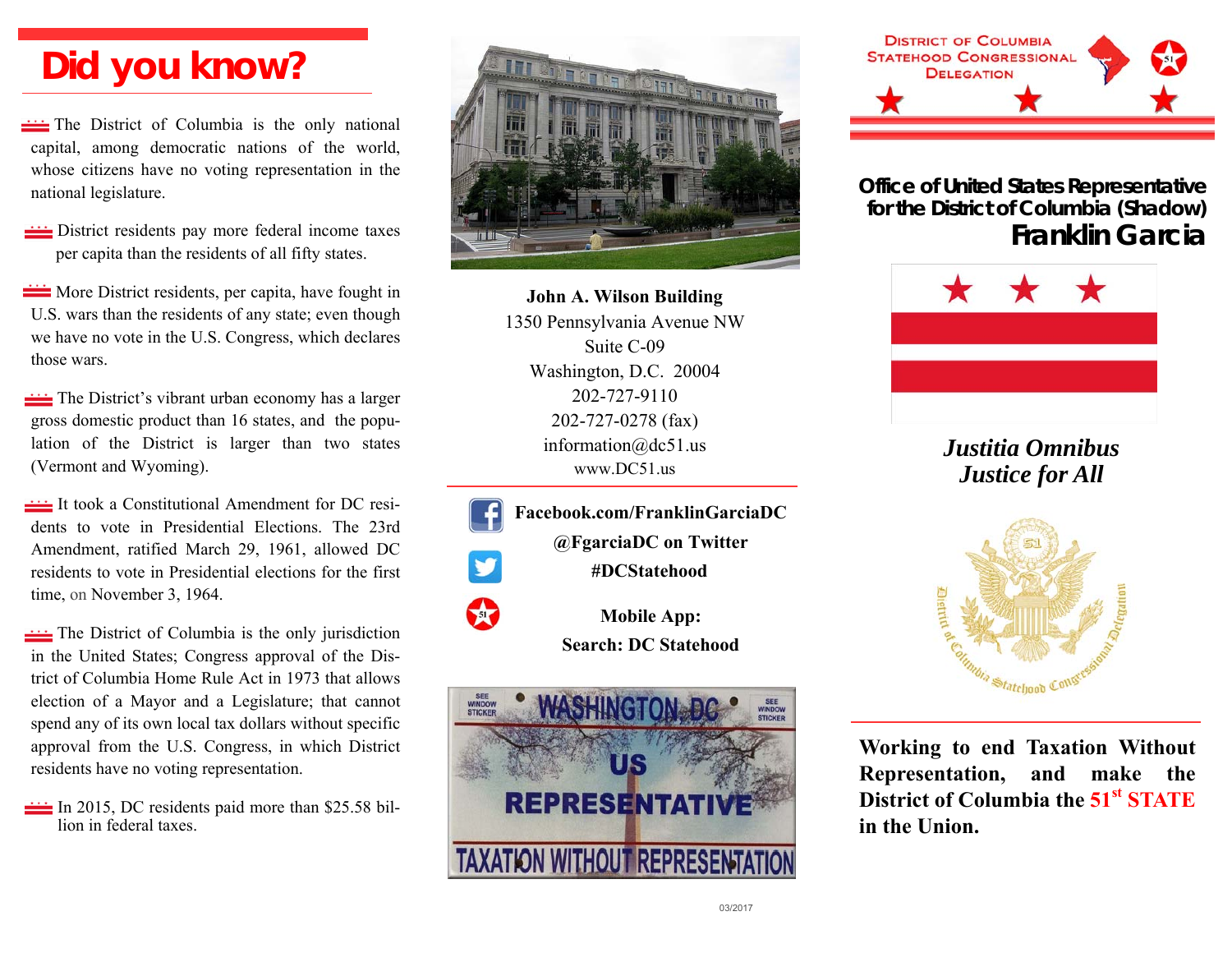# Did you know?

- The District of Columbia is the only national capital, among democratic nations of the world, whose citizens have no voting representation in the national legislature.
- District residents pay more federal income taxes per capita than the residents of all fifty states.
- More District residents, per capita, have fought in U.S. wars than the residents of any state; even though we have no vote in the U.S. Congress, which declares those wars.
- The District's vibrant urban economy has a larger gross domestic product than 16 states, and the population of the District is larger than two states (Vermont and Wyoming).
- It took a Constitutional Amendment for DC residents to vote in Presidential Elections. The 23rd Amendment, ratified March 29, 1961, allowed DC residents to vote in Presidential elections for the first time, on November 3, 1964.
- The District of Columbia is the only jurisdiction in the United States; Congress approval of the District of Columbia Home Rule Act in 1973 that allows election of a Mayor and a Legislature; that cannot spend any of its own local tax dollars without specific approval from the U.S. Congress, in which District residents have no voting representation.
- In 2015, DC residents paid more than $25.58 billion in federal taxes.

**John A. Wilson Building**
1350 Pennsylvania Avenue NW
Suite C-09
Washington, D.C. 20004
202-727-9110
202-727-0278 (fax)
information@dc51.us
www.DC51.us

**Facebook.com/FranklinGarciaDC**
**@FgarciaDC on Twitter**
**#DCStatehood**

**Mobile App:**
**Search: DC Statehood**

WASHINGTON, DC
US
REPRESENTATIVE
TAXATION WITHOUT REPRESENTATION

03/2017

District of Columbia Statehood Congressional Delegation

## Office of United States Representative for the District of Columbia (Shadow)

# Franklin Garcia

***Justitia Omnibus***
***Justice for All***

District of Columbia Statehood Congressional Delegation

**Working to end Taxation Without Representation, and make the District of Columbia the 51st STATE in the Union.**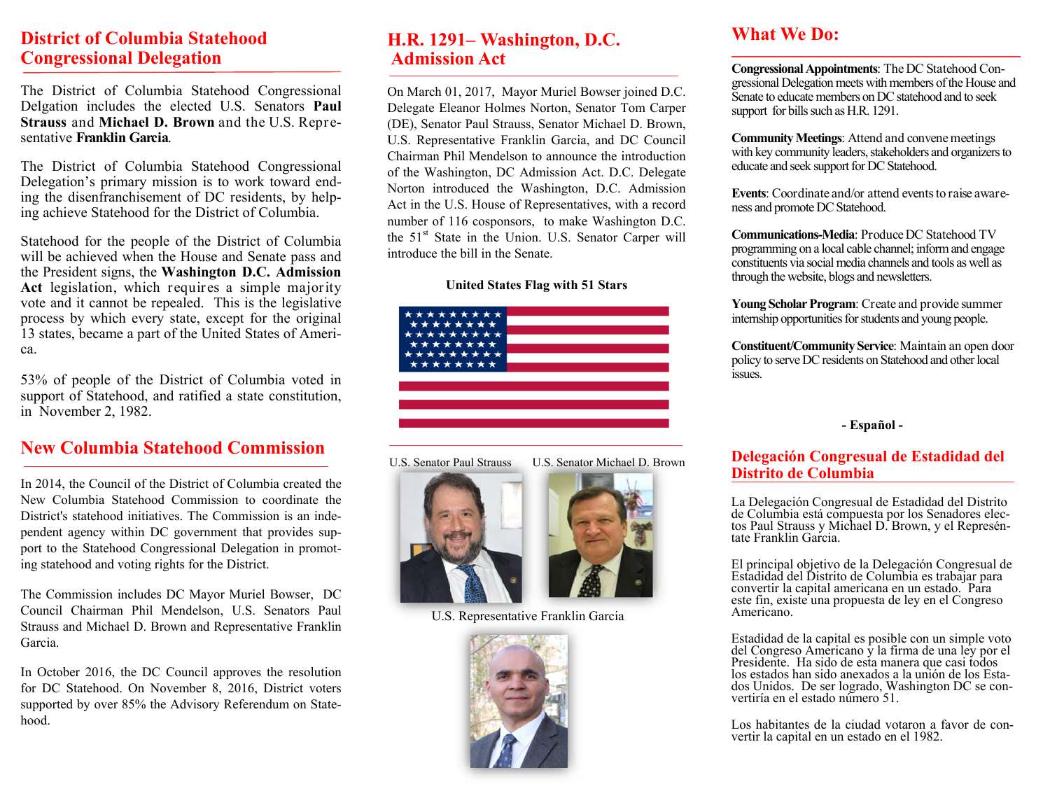## District of Columbia Statehood Congressional Delegation

The District of Columbia Statehood Congressional Delgation includes the elected U.S. Senators **Paul Strauss** and **Michael D. Brown** and the U.S. Representative **Franklin Garcia**.

The District of Columbia Statehood Congressional Delegation's primary mission is to work toward ending the disenfranchisement of DC residents, by helping achieve Statehood for the District of Columbia.

Statehood for the people of the District of Columbia will be achieved when the House and Senate pass and the President signs, the **Washington D.C. Admission Act** legislation, which requires a simple majority vote and it cannot be repealed. This is the legislative process by which every state, except for the original 13 states, became a part of the United States of America.

53% of people of the District of Columbia voted in support of Statehood, and ratified a state constitution, in November 2, 1982.

## New Columbia Statehood Commission

In 2014, the Council of the District of Columbia created the New Columbia Statehood Commission to coordinate the District's statehood initiatives. The Commission is an independent agency within DC government that provides support to the Statehood Congressional Delegation in promoting statehood and voting rights for the District.

The Commission includes DC Mayor Muriel Bowser, DC Council Chairman Phil Mendelson, U.S. Senators Paul Strauss and Michael D. Brown and Representative Franklin Garcia.

In October 2016, the DC Council approves the resolution for DC Statehood. On November 8, 2016, District voters supported by over 85% the Advisory Referendum on Statehood.

## H.R. 1291– Washington, D.C. Admission Act

On March 01, 2017, Mayor Muriel Bowser joined D.C. Delegate Eleanor Holmes Norton, Senator Tom Carper (DE), Senator Paul Strauss, Senator Michael D. Brown, U.S. Representative Franklin Garcia, and DC Council Chairman Phil Mendelson to announce the introduction of the Washington, DC Admission Act. D.C. Delegate Norton introduced the Washington, D.C. Admission Act in the U.S. House of Representatives, with a record number of 116 cosponsors, to make Washington D.C. the 51st State in the Union. U.S. Senator Carper will introduce the bill in the Senate.

**United States Flag with 51 Stars**

U.S. Senator Paul Strauss

U.S. Senator Michael D. Brown

U.S. Representative Franklin Garcia

## What We Do:

**Congressional Appointments**: The DC Statehood Congressional Delegation meets with members of the House and Senate to educate members on DC statehood and to seek support for bills such as H.R. 1291.

**Community Meetings**: Attend and convene meetings with key community leaders, stakeholders and organizers to educate and seek support for DC Statehood.

**Events**: Coordinate and/or attend events to raise awareness and promote DC Statehood.

**Communications-Media**: Produce DC Statehood TV programming on a local cable channel; inform and engage constituents via social media channels and tools as well as through the website, blogs and newsletters.

**Young Scholar Program**: Create and provide summer internship opportunities for students and young people.

**Constituent/Community Service**: Maintain an open door policy to serve DC residents on Statehood and other local issues.

**- Español -**

## Delegación Congresual de Estadidad del Distrito de Columbia

La Delegación Congresual de Estadidad del Distrito de Columbia está compuesta por los Senadores electos Paul Strauss y Michael D. Brown, y el Represéntate Franklin Garcia.

El principal objetivo de la Delegación Congresual de Estadidad del Distrito de Columbia es trabajar para convertir la capital americana en un estado. Para este fin, existe una propuesta de ley en el Congreso Americano.

Estadidad de la capital es posible con un simple voto del Congreso Americano y la firma de una ley por el Presidente. Ha sido de esta manera que casi todos los estados han sido anexados a la unión de los Estados Unidos. De ser logrado, Washington DC se convertiría en el estado número 51.

Los habitantes de la ciudad votaron a favor de convertir la capital en un estado en el 1982.